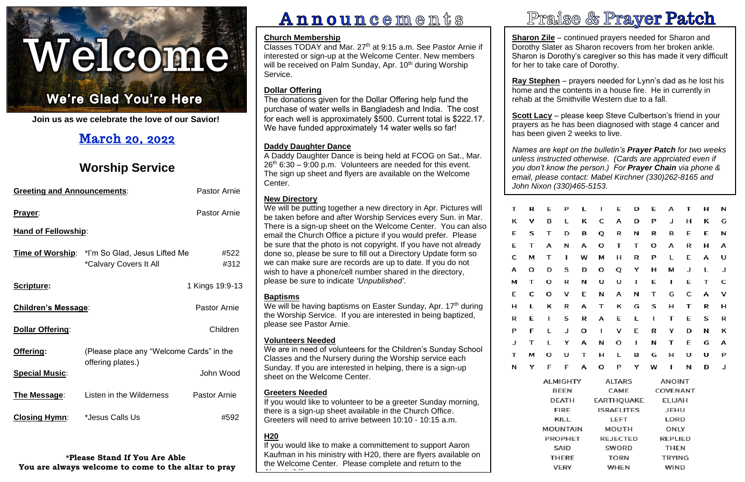# Welcome

## We're Glad You're Here

**Join us as we celebrate the love of our Savior!**

## March 20, 2022

## Worship Service

**Greeting and Announcements**: Pastor Arnie

**Prayer**: Pastor Arnie

**Hand of Fellowship**:

**Time of Worship**: *I'm So Glad, Jesus Lifted Me #522
*Calvary Covers It All #312

**Scripture:** 1 Kings 19:9-13

**Children's Message**: Pastor Arnie

**Dollar Offering**: Children

**Offering:** (Please place any "Welcome Cards" in the offering plates.)

**Special Music**: John Wood

**The Message**: Listen in the Wilderness Pastor Arnie

**Closing Hymn**: *Jesus Calls Us #592

**\*Please Stand If You Are Able**
**You are always welcome to come to the altar to pray**

# Announcements

**Church Membership**
Classes TODAY and Mar. 27th at 9:15 a.m. See Pastor Arnie if interested or sign-up at the Welcome Center. New members will be received on Palm Sunday, Apr. 10th during Worship Service.

**Dollar Offering**
The donations given for the Dollar Offering help fund the purchase of water wells in Bangladesh and India. The cost for each well is approximately $500. Current total is $222.17. We have funded approximately 14 water wells so far!

**Daddy Daughter Dance**
A Daddy Daughter Dance is being held at FCOG on Sat., Mar. 26th 6:30 – 9:00 p.m. Volunteers are needed for this event. The sign up sheet and flyers are available on the Welcome Center.

**New Directory**
We will be putting together a new directory in Apr. Pictures will be taken before and after Worship Services every Sun. in Mar. There is a sign-up sheet on the Welcome Center. You can also email the Church Office a picture if you would prefer. Please be sure that the photo is not copyright. If you have not already done so, please be sure to fill out a Directory Update form so we can make sure are records are up to date. If you do not wish to have a phone/cell number shared in the directory, please be sure to indicate *'Unpublished'*.

**Baptisms**
We will be having baptisms on Easter Sunday, Apr. 17th during the Worship Service. If you are interested in being baptized, please see Pastor Arnie.

**Volunteers Needed**
We are in need of volunteers for the Children's Sunday School Classes and the Nursery during the Worship service each Sunday. If you are interested in helping, there is a sign-up sheet on the Welcome Center.

**Greeters Needed**
If you would like to volunteer to be a greeter Sunday morning, there is a sign-up sheet available in the Church Office. Greeters will need to arrive between 10:10 - 10:15 a.m.

**H20**
If you would like to make a committement to support Aaron Kaufman in his ministry with H20, there are flyers available on the Welcome Center. Please complete and return to the Church Office.

# Praise & Prayer Patch

**Sharon Zile** – continued prayers needed for Sharon and Dorothy Slater as Sharon recovers from her broken ankle. Sharon is Dorothy's caregiver so this has made it very difficult for her to take care of Dorothy.

**Ray Stephen** – prayers needed for Lynn's dad as he lost his home and the contents in a house fire. He in currently in rehab at the Smithville Western due to a fall.

**Scott Lacy** – please keep Steve Culbertson's friend in your prayers as he has been diagnosed with stage 4 cancer and has been given 2 weeks to live.

*Names are kept on the bulletin's **Prayer Patch** for two weeks unless instructed otherwise. (Cards are apprciated even if you don't know the person.) For **Prayer Chain** via phone & email, please contact: Mabel Kirchner (330)262-8165 and John Nixon (330)465-5153.*

```
T R E P L I E D E A T H N
K V B L K C A D P J H K G
E S T D B Q R N R B E E N
E T A N A O T T O A R H A
C M T I W M H R P L E A U
A O D S D O Q Y H M J L J
M T O R N U U I E I E T C
E C O V E N A N T G C A V
H L K R A T K G S H T R H
R E I S R A E L I T E S R
P F L J O I V E R Y D N K
J T L Y A N O I N T E G A
T M O U T H L B G H U U P
N Y F F A O P Y W I N D J
```

| | | |
|---|---|---|
| ALMIGHTY | ALTARS | ANOINT |
| BEEN | CAME | COVENANT |
| DEATH | EARTHQUAKE | ELIJAH |
| FIRE | ISRAELITES | JEHU |
| KILL | LEFT | LORD |
| MOUNTAIN | MOUTH | ONLY |
| PROPHET | REJECTED | REPLIED |
| SAID | SWORD | THEN |
| THERE | TORN | TRYING |
| VERY | WHEN | WIND |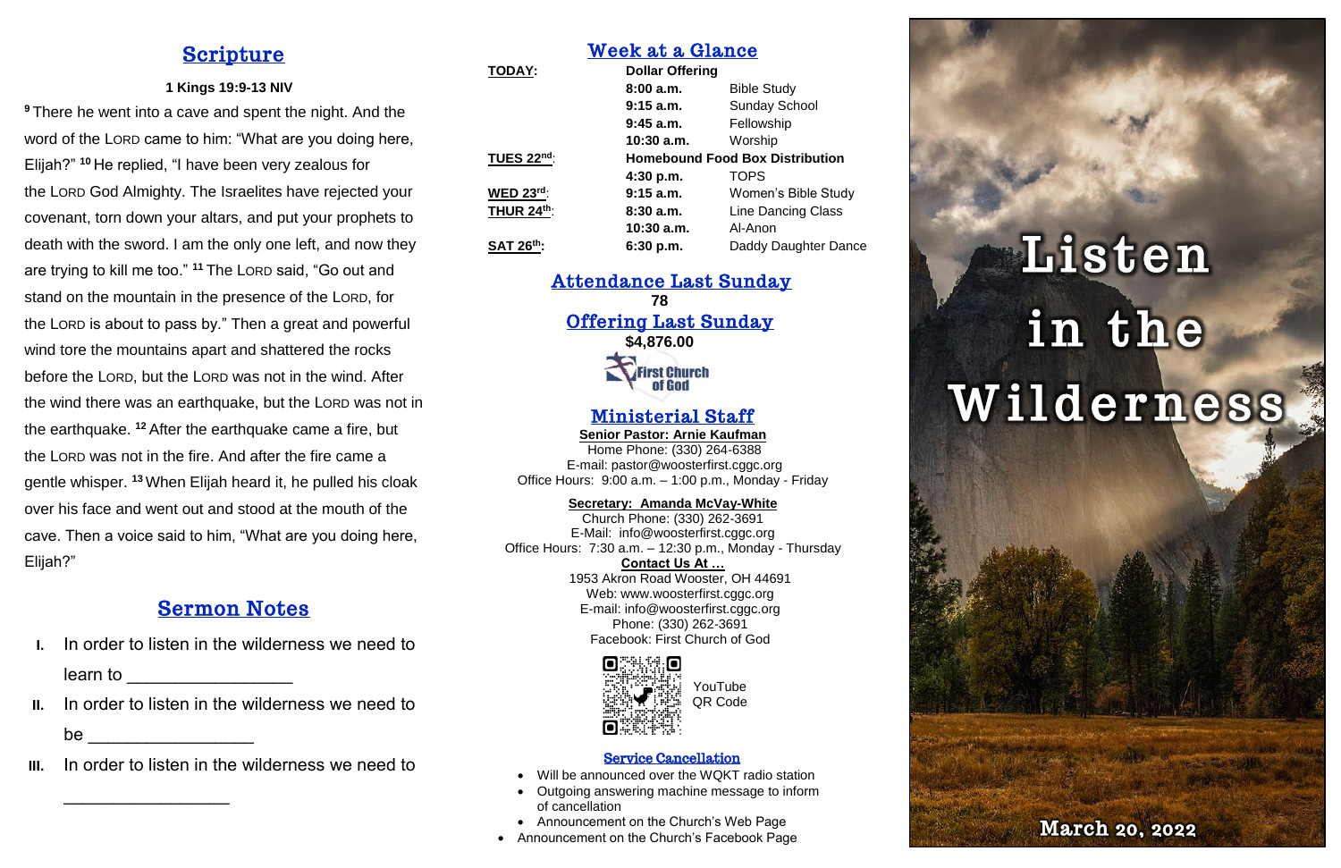## Scripture

**1 Kings 19:9-13 NIV**

[9] There he went into a cave and spent the night. And the word of the LORD came to him: "What are you doing here, Elijah?" [10] He replied, "I have been very zealous for the LORD God Almighty. The Israelites have rejected your covenant, torn down your altars, and put your prophets to death with the sword. I am the only one left, and now they are trying to kill me too." [11] The LORD said, "Go out and stand on the mountain in the presence of the LORD, for the LORD is about to pass by." Then a great and powerful wind tore the mountains apart and shattered the rocks before the LORD, but the LORD was not in the wind. After the wind there was an earthquake, but the LORD was not in the earthquake. [12] After the earthquake came a fire, but the LORD was not in the fire. And after the fire came a gentle whisper. [13] When Elijah heard it, he pulled his cloak over his face and went out and stood at the mouth of the cave. Then a voice said to him, "What are you doing here, Elijah?"

## Sermon Notes

I. In order to listen in the wilderness we need to learn to ________________

II. In order to listen in the wilderness we need to be ________________

III. In order to listen in the wilderness we need to ________________

## Week at a Glance

| | | |
|---|---|---|
| **TODAY:** | **Dollar Offering** | |
| | **8:00 a.m.** | Bible Study |
| | **9:15 a.m.** | Sunday School |
| | **9:45 a.m.** | Fellowship |
| | **10:30 a.m.** | Worship |
| **TUES 22nd:** | **Homebound Food Box Distribution** | |
| | **4:30 p.m.** | TOPS |
| **WED 23rd:** | **9:15 a.m.** | Women's Bible Study |
| **THUR 24th:** | **8:30 a.m.** | Line Dancing Class |
| | **10:30 a.m.** | Al-Anon |
| **SAT 26th:** | **6:30 p.m.** | Daddy Daughter Dance |

## Attendance Last Sunday

**78**

## Offering Last Sunday

**$4,876.00**

First Church of God

## Ministerial Staff

**Senior Pastor: Arnie Kaufman**
Home Phone: (330) 264-6388
E-mail: pastor@woosterfirst.cggc.org
Office Hours: 9:00 a.m. – 1:00 p.m., Monday - Friday

**Secretary: Amanda McVay-White**
Church Phone: (330) 262-3691
E-Mail: info@woosterfirst.cggc.org
Office Hours: 7:30 a.m. – 12:30 p.m., Monday - Thursday

**Contact Us At …**
1953 Akron Road Wooster, OH 44691
Web: www.woosterfirst.cggc.org
E-mail: info@woosterfirst.cggc.org
Phone: (330) 262-3691
Facebook: First Church of God

YouTube QR Code

### Service Cancellation

- Will be announced over the WQKT radio station
- Outgoing answering machine message to inform of cancellation
- Announcement on the Church's Web Page
- Announcement on the Church's Facebook Page

# Listen in the Wilderness

**March 20, 2022**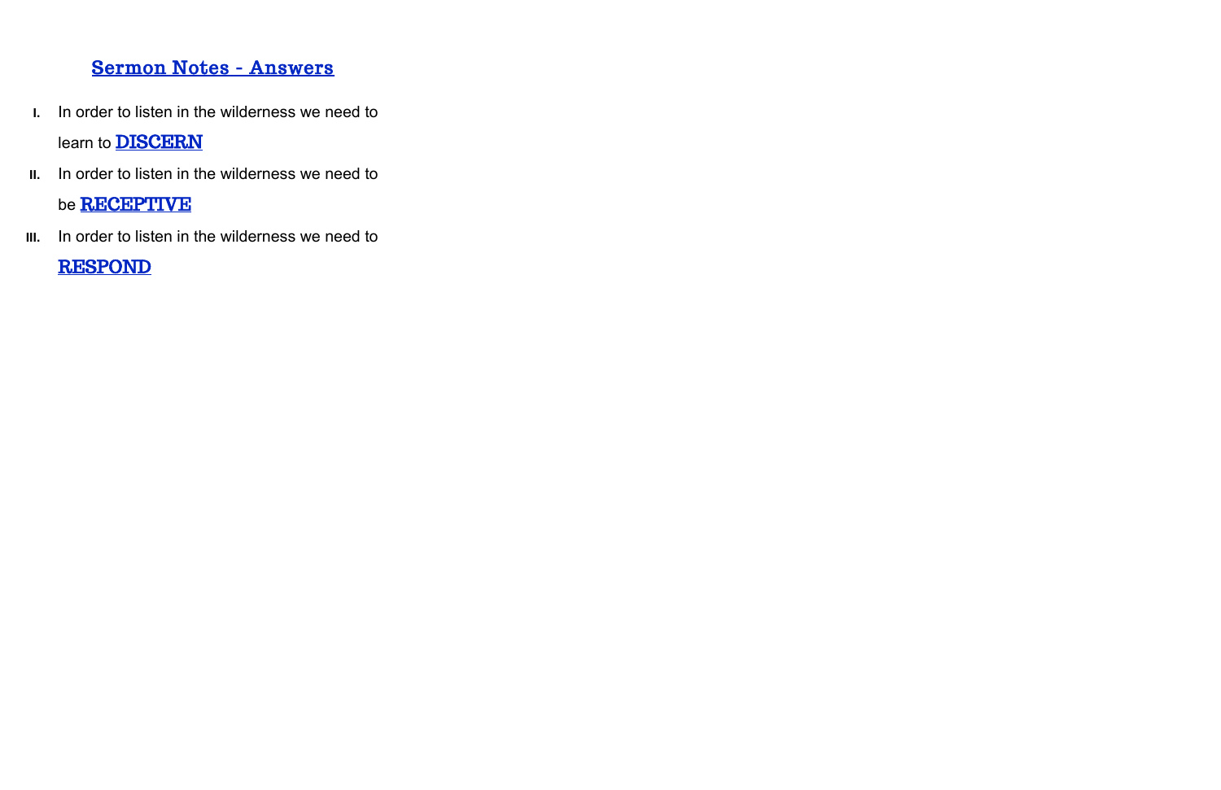## Sermon Notes - Answers

I. In order to listen in the wilderness we need to learn to **DISCERN**

II. In order to listen in the wilderness we need to be **RECEPTIVE**

III. In order to listen in the wilderness we need to **RESPOND**